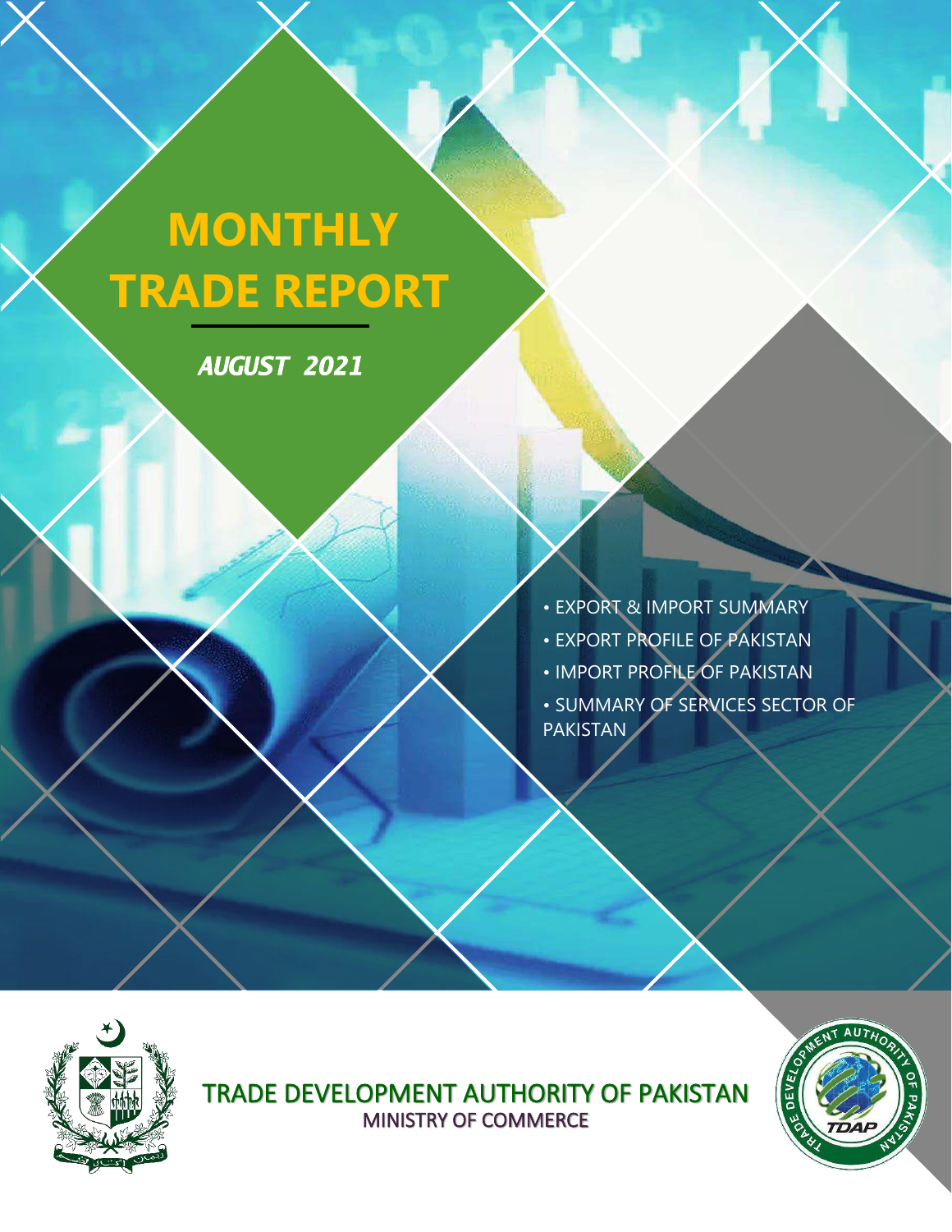# MONTHLY TRADE REPORT

***AUGUST 2021***

- EXPORT & IMPORT SUMMARY
- EXPORT PROFILE OF PAKISTAN
- IMPORT PROFILE OF PAKISTAN
- SUMMARY OF SERVICES SECTOR OF PAKISTAN

TRADE DEVELOPMENT AUTHORITY OF PAKISTAN

MINISTRY OF COMMERCE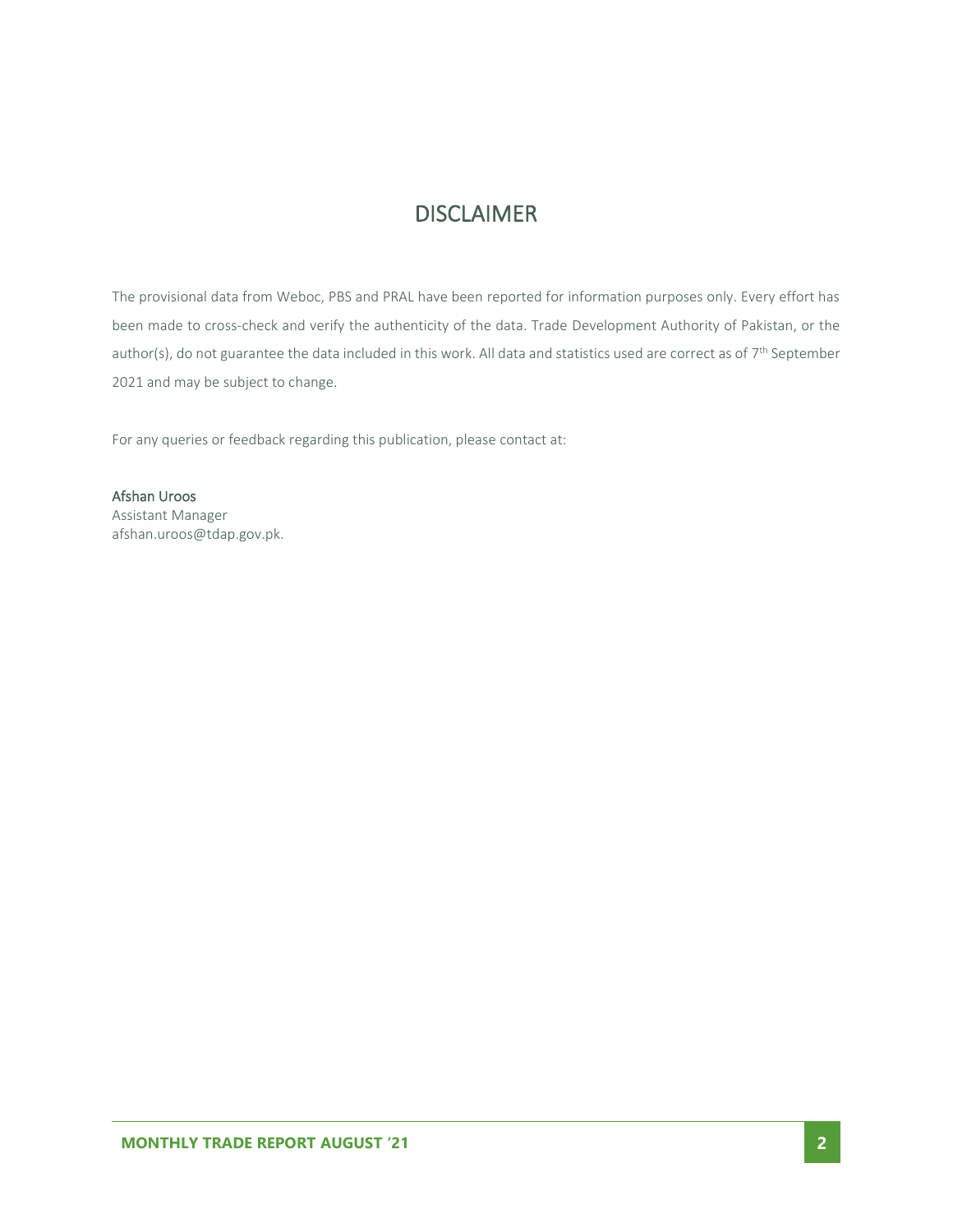# DISCLAIMER

The provisional data from Weboc, PBS and PRAL have been reported for information purposes only. Every effort has been made to cross-check and verify the authenticity of the data. Trade Development Authority of Pakistan, or the author(s), do not guarantee the data included in this work. All data and statistics used are correct as of 7th September 2021 and may be subject to change.

For any queries or feedback regarding this publication, please contact at:

**Afshan Uroos**
Assistant Manager
afshan.uroos@tdap.gov.pk.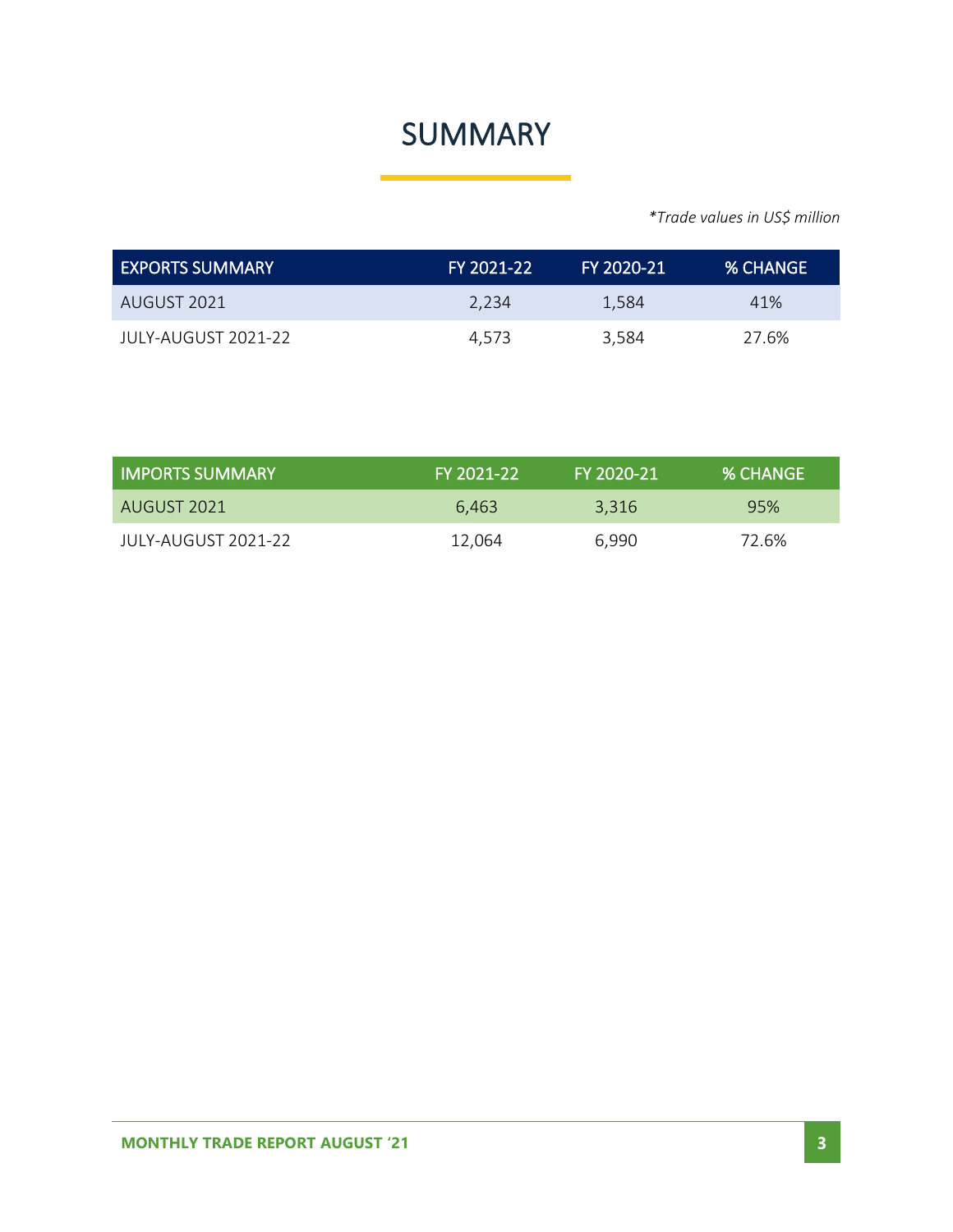# SUMMARY

*\*Trade values in US$ million*

| EXPORTS SUMMARY | FY 2021-22 | FY 2020-21 | % CHANGE |
|---|---|---|---|
| AUGUST 2021 | 2,234 | 1,584 | 41% |
| JULY-AUGUST 2021-22 | 4,573 | 3,584 | 27.6% |

| IMPORTS SUMMARY | FY 2021-22 | FY 2020-21 | % CHANGE |
|---|---|---|---|
| AUGUST 2021 | 6,463 | 3,316 | 95% |
| JULY-AUGUST 2021-22 | 12,064 | 6,990 | 72.6% |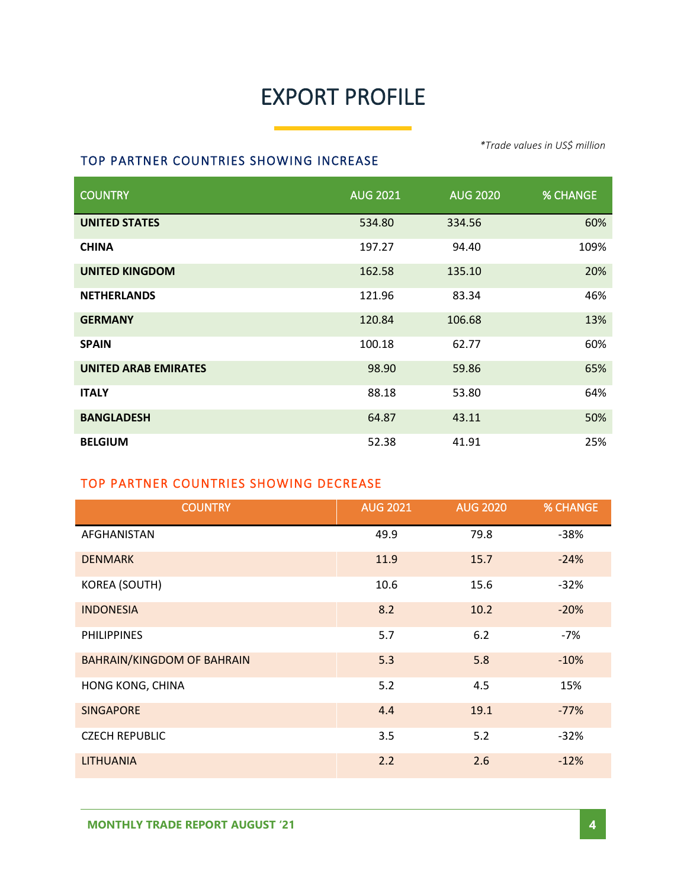# EXPORT PROFILE

*\*Trade values in US$ million*

## TOP PARTNER COUNTRIES SHOWING INCREASE

| COUNTRY | AUG 2021 | AUG 2020 | % CHANGE |
|---|---|---|---|
| **UNITED STATES** | 534.80 | 334.56 | 60% |
| **CHINA** | 197.27 | 94.40 | 109% |
| **UNITED KINGDOM** | 162.58 | 135.10 | 20% |
| **NETHERLANDS** | 121.96 | 83.34 | 46% |
| **GERMANY** | 120.84 | 106.68 | 13% |
| **SPAIN** | 100.18 | 62.77 | 60% |
| **UNITED ARAB EMIRATES** | 98.90 | 59.86 | 65% |
| **ITALY** | 88.18 | 53.80 | 64% |
| **BANGLADESH** | 64.87 | 43.11 | 50% |
| **BELGIUM** | 52.38 | 41.91 | 25% |

## TOP PARTNER COUNTRIES SHOWING DECREASE

| COUNTRY | AUG 2021 | AUG 2020 | % CHANGE |
|---|---|---|---|
| AFGHANISTAN | 49.9 | 79.8 | -38% |
| DENMARK | 11.9 | 15.7 | -24% |
| KOREA (SOUTH) | 10.6 | 15.6 | -32% |
| INDONESIA | 8.2 | 10.2 | -20% |
| PHILIPPINES | 5.7 | 6.2 | -7% |
| BAHRAIN/KINGDOM OF BAHRAIN | 5.3 | 5.8 | -10% |
| HONG KONG, CHINA | 5.2 | 4.5 | 15% |
| SINGAPORE | 4.4 | 19.1 | -77% |
| CZECH REPUBLIC | 3.5 | 5.2 | -32% |
| LITHUANIA | 2.2 | 2.6 | -12% |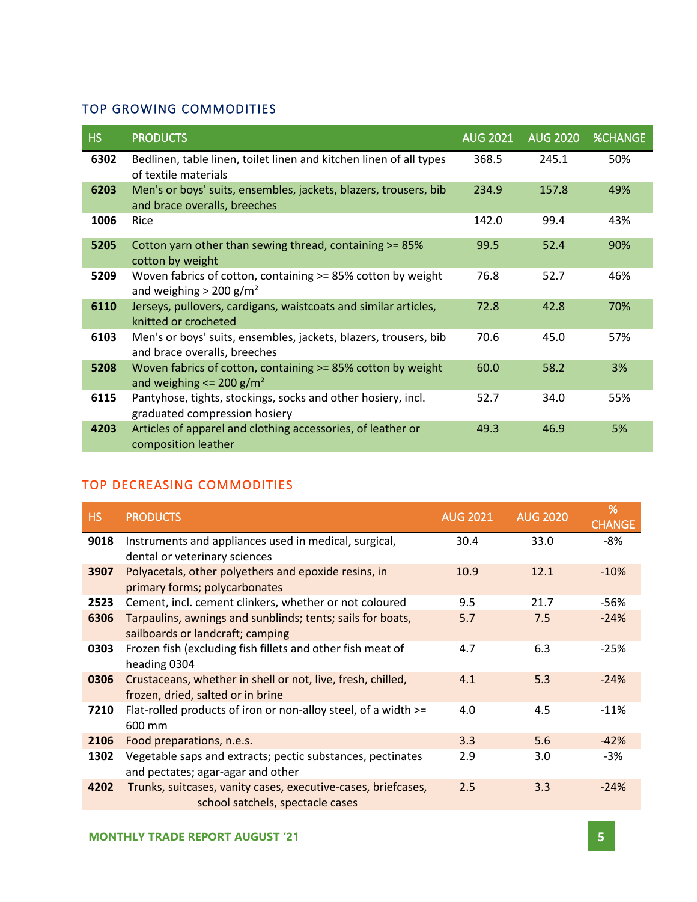## TOP GROWING COMMODITIES

| HS | PRODUCTS | AUG 2021 | AUG 2020 | %CHANGE |
|---|---|---|---|---|
| 6302 | Bedlinen, table linen, toilet linen and kitchen linen of all types of textile materials | 368.5 | 245.1 | 50% |
| 6203 | Men's or boys' suits, ensembles, jackets, blazers, trousers, bib and brace overalls, breeches | 234.9 | 157.8 | 49% |
| 1006 | Rice | 142.0 | 99.4 | 43% |
| 5205 | Cotton yarn other than sewing thread, containing >= 85% cotton by weight | 99.5 | 52.4 | 90% |
| 5209 | Woven fabrics of cotton, containing >= 85% cotton by weight and weighing > 200 g/m² | 76.8 | 52.7 | 46% |
| 6110 | Jerseys, pullovers, cardigans, waistcoats and similar articles, knitted or crocheted | 72.8 | 42.8 | 70% |
| 6103 | Men's or boys' suits, ensembles, jackets, blazers, trousers, bib and brace overalls, breeches | 70.6 | 45.0 | 57% |
| 5208 | Woven fabrics of cotton, containing >= 85% cotton by weight and weighing <= 200 g/m² | 60.0 | 58.2 | 3% |
| 6115 | Pantyhose, tights, stockings, socks and other hosiery, incl. graduated compression hosiery | 52.7 | 34.0 | 55% |
| 4203 | Articles of apparel and clothing accessories, of leather or composition leather | 49.3 | 46.9 | 5% |

## TOP DECREASING COMMODITIES

| HS | PRODUCTS | AUG 2021 | AUG 2020 | % CHANGE |
|---|---|---|---|---|
| 9018 | Instruments and appliances used in medical, surgical, dental or veterinary sciences | 30.4 | 33.0 | -8% |
| 3907 | Polyacetals, other polyethers and epoxide resins, in primary forms; polycarbonates | 10.9 | 12.1 | -10% |
| 2523 | Cement, incl. cement clinkers, whether or not coloured | 9.5 | 21.7 | -56% |
| 6306 | Tarpaulins, awnings and sunblinds; tents; sails for boats, sailboards or landcraft; camping | 5.7 | 7.5 | -24% |
| 0303 | Frozen fish (excluding fish fillets and other fish meat of heading 0304 | 4.7 | 6.3 | -25% |
| 0306 | Crustaceans, whether in shell or not, live, fresh, chilled, frozen, dried, salted or in brine | 4.1 | 5.3 | -24% |
| 7210 | Flat-rolled products of iron or non-alloy steel, of a width >= 600 mm | 4.0 | 4.5 | -11% |
| 2106 | Food preparations, n.e.s. | 3.3 | 5.6 | -42% |
| 1302 | Vegetable saps and extracts; pectic substances, pectinates and pectates; agar-agar and other | 2.9 | 3.0 | -3% |
| 4202 | Trunks, suitcases, vanity cases, executive-cases, briefcases, school satchels, spectacle cases | 2.5 | 3.3 | -24% |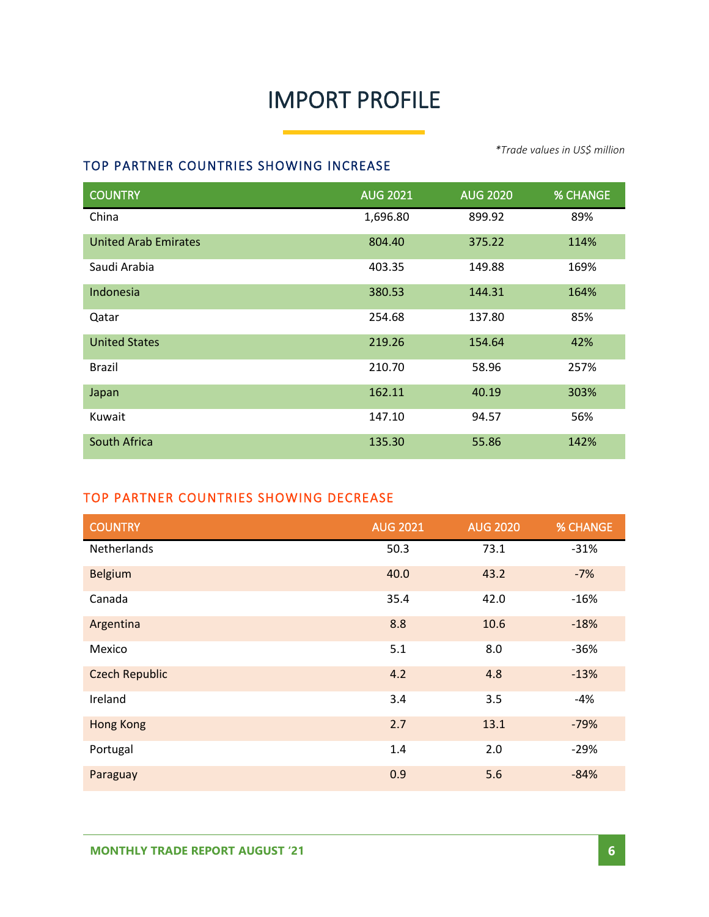# IMPORT PROFILE

*\*Trade values in US$ million*

## TOP PARTNER COUNTRIES SHOWING INCREASE

| COUNTRY | AUG 2021 | AUG 2020 | % CHANGE |
|---|---|---|---|
| China | 1,696.80 | 899.92 | 89% |
| United Arab Emirates | 804.40 | 375.22 | 114% |
| Saudi Arabia | 403.35 | 149.88 | 169% |
| Indonesia | 380.53 | 144.31 | 164% |
| Qatar | 254.68 | 137.80 | 85% |
| United States | 219.26 | 154.64 | 42% |
| Brazil | 210.70 | 58.96 | 257% |
| Japan | 162.11 | 40.19 | 303% |
| Kuwait | 147.10 | 94.57 | 56% |
| South Africa | 135.30 | 55.86 | 142% |

## TOP PARTNER COUNTRIES SHOWING DECREASE

| COUNTRY | AUG 2021 | AUG 2020 | % CHANGE |
|---|---|---|---|
| Netherlands | 50.3 | 73.1 | -31% |
| Belgium | 40.0 | 43.2 | -7% |
| Canada | 35.4 | 42.0 | -16% |
| Argentina | 8.8 | 10.6 | -18% |
| Mexico | 5.1 | 8.0 | -36% |
| Czech Republic | 4.2 | 4.8 | -13% |
| Ireland | 3.4 | 3.5 | -4% |
| Hong Kong | 2.7 | 13.1 | -79% |
| Portugal | 1.4 | 2.0 | -29% |
| Paraguay | 0.9 | 5.6 | -84% |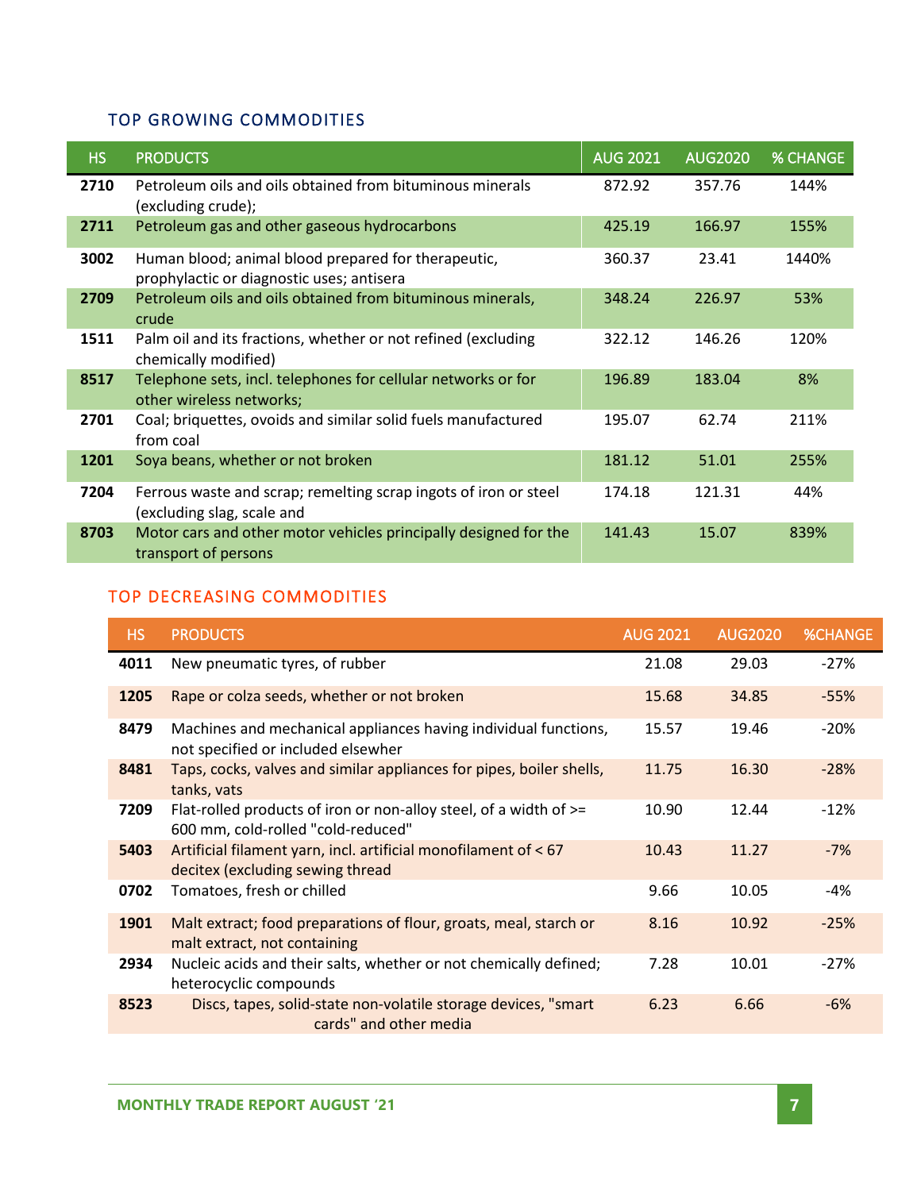## TOP GROWING COMMODITIES

| HS | PRODUCTS | AUG 2021 | AUG2020 | % CHANGE |
|---|---|---|---|---|
| **2710** | Petroleum oils and oils obtained from bituminous minerals (excluding crude); | 872.92 | 357.76 | 144% |
| **2711** | Petroleum gas and other gaseous hydrocarbons | 425.19 | 166.97 | 155% |
| **3002** | Human blood; animal blood prepared for therapeutic, prophylactic or diagnostic uses; antisera | 360.37 | 23.41 | 1440% |
| **2709** | Petroleum oils and oils obtained from bituminous minerals, crude | 348.24 | 226.97 | 53% |
| **1511** | Palm oil and its fractions, whether or not refined (excluding chemically modified) | 322.12 | 146.26 | 120% |
| **8517** | Telephone sets, incl. telephones for cellular networks or for other wireless networks; | 196.89 | 183.04 | 8% |
| **2701** | Coal; briquettes, ovoids and similar solid fuels manufactured from coal | 195.07 | 62.74 | 211% |
| **1201** | Soya beans, whether or not broken | 181.12 | 51.01 | 255% |
| **7204** | Ferrous waste and scrap; remelting scrap ingots of iron or steel (excluding slag, scale and | 174.18 | 121.31 | 44% |
| **8703** | Motor cars and other motor vehicles principally designed for the transport of persons | 141.43 | 15.07 | 839% |

## TOP DECREASING COMMODITIES

| HS | PRODUCTS | AUG 2021 | AUG2020 | %CHANGE |
|---|---|---|---|---|
| **4011** | New pneumatic tyres, of rubber | 21.08 | 29.03 | -27% |
| **1205** | Rape or colza seeds, whether or not broken | 15.68 | 34.85 | -55% |
| **8479** | Machines and mechanical appliances having individual functions, not specified or included elsewher | 15.57 | 19.46 | -20% |
| **8481** | Taps, cocks, valves and similar appliances for pipes, boiler shells, tanks, vats | 11.75 | 16.30 | -28% |
| **7209** | Flat-rolled products of iron or non-alloy steel, of a width of >= 600 mm, cold-rolled "cold-reduced" | 10.90 | 12.44 | -12% |
| **5403** | Artificial filament yarn, incl. artificial monofilament of < 67 decitex (excluding sewing thread | 10.43 | 11.27 | -7% |
| **0702** | Tomatoes, fresh or chilled | 9.66 | 10.05 | -4% |
| **1901** | Malt extract; food preparations of flour, groats, meal, starch or malt extract, not containing | 8.16 | 10.92 | -25% |
| **2934** | Nucleic acids and their salts, whether or not chemically defined; heterocyclic compounds | 7.28 | 10.01 | -27% |
| **8523** | Discs, tapes, solid-state non-volatile storage devices, "smart cards" and other media | 6.23 | 6.66 | -6% |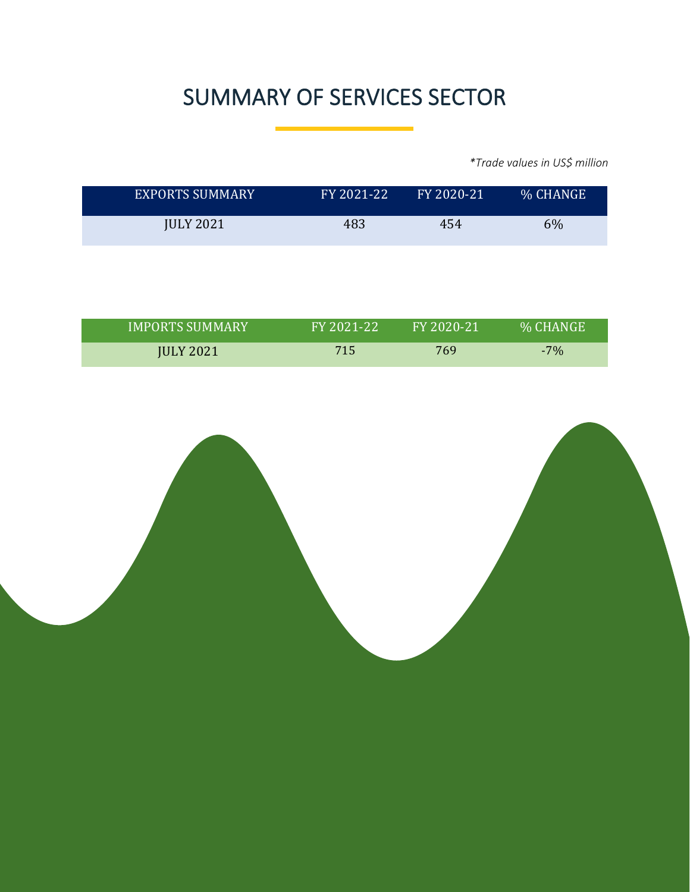# SUMMARY OF SERVICES SECTOR

*\*Trade values in US$ million*

| EXPORTS SUMMARY | FY 2021-22 | FY 2020-21 | % CHANGE |
|---|---|---|---|
| JULY 2021 | 483 | 454 | 6% |

| IMPORTS SUMMARY | FY 2021-22 | FY 2020-21 | % CHANGE |
|---|---|---|---|
| JULY 2021 | 715 | 769 | -7% |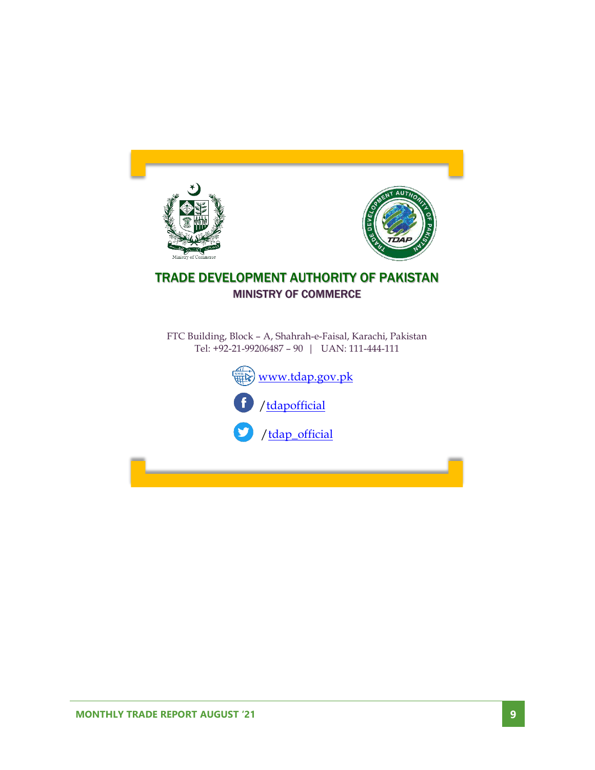# TRADE DEVELOPMENT AUTHORITY OF PAKISTAN

## MINISTRY OF COMMERCE

FTC Building, Block – A, Shahrah-e-Faisal, Karachi, Pakistan
Tel: +92-21-99206487 – 90 | UAN: 111-444-111

www.tdap.gov.pk

/tdapofficial

/tdap_official